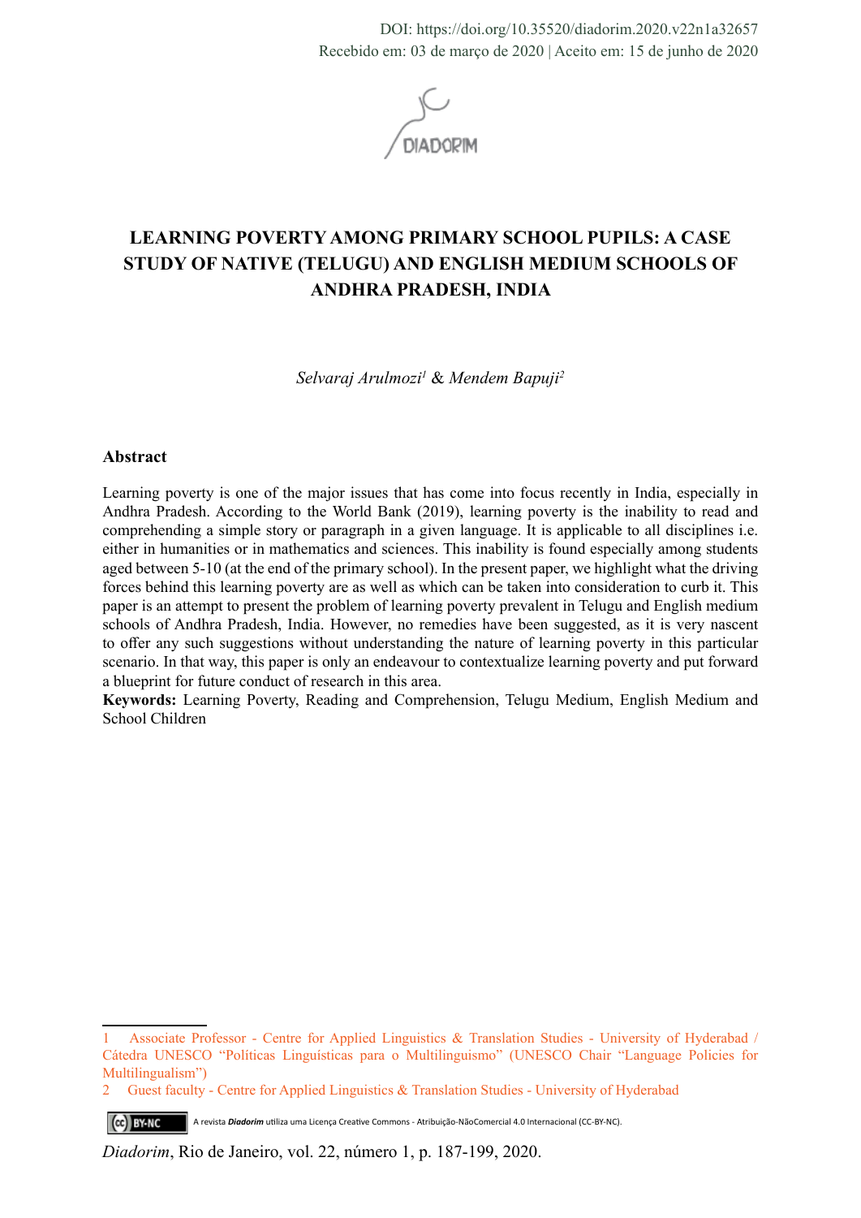DOI: https://doi.org/10.35520/diadorim.2020.v22n1a32657
Recebido em: 03 de março de 2020 | Aceito em: 15 de junho de 2020

# LEARNING POVERTY AMONG PRIMARY SCHOOL PUPILS: A CASE STUDY OF NATIVE (TELUGU) AND ENGLISH MEDIUM SCHOOLS OF ANDHRA PRADESH, INDIA

*Selvaraj Arulmozi*[1] & *Mendem Bapuji*[2]

## Abstract

Learning poverty is one of the major issues that has come into focus recently in India, especially in Andhra Pradesh. According to the World Bank (2019), learning poverty is the inability to read and comprehending a simple story or paragraph in a given language. It is applicable to all disciplines i.e. either in humanities or in mathematics and sciences. This inability is found especially among students aged between 5-10 (at the end of the primary school). In the present paper, we highlight what the driving forces behind this learning poverty are as well as which can be taken into consideration to curb it. This paper is an attempt to present the problem of learning poverty prevalent in Telugu and English medium schools of Andhra Pradesh, India. However, no remedies have been suggested, as it is very nascent to offer any such suggestions without understanding the nature of learning poverty in this particular scenario. In that way, this paper is only an endeavour to contextualize learning poverty and put forward a blueprint for future conduct of research in this area.

**Keywords:** Learning Poverty, Reading and Comprehension, Telugu Medium, English Medium and School Children

---

1 Associate Professor - Centre for Applied Linguistics & Translation Studies - University of Hyderabad / Cátedra UNESCO "Políticas Linguísticas para o Multilinguismo" (UNESCO Chair "Language Policies for Multilingualism")

2 Guest faculty - Centre for Applied Linguistics & Translation Studies - University of Hyderabad

A revista *Diadorim* utiliza uma Licença Creative Commons - Atribuição-NãoComercial 4.0 Internacional (CC-BY-NC).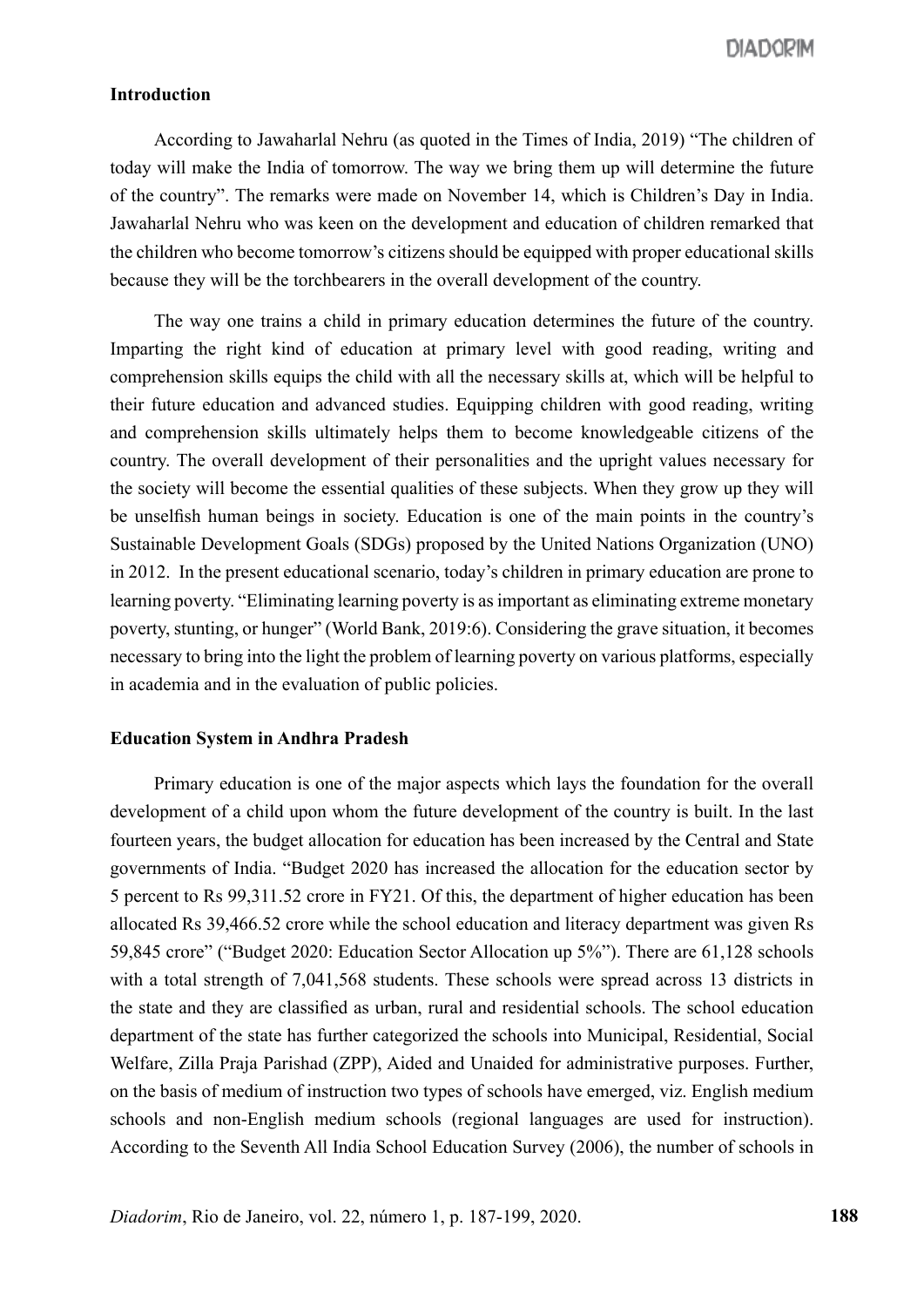## Introduction

According to Jawaharlal Nehru (as quoted in the Times of India, 2019) "The children of today will make the India of tomorrow. The way we bring them up will determine the future of the country". The remarks were made on November 14, which is Children's Day in India. Jawaharlal Nehru who was keen on the development and education of children remarked that the children who become tomorrow's citizens should be equipped with proper educational skills because they will be the torchbearers in the overall development of the country.

The way one trains a child in primary education determines the future of the country. Imparting the right kind of education at primary level with good reading, writing and comprehension skills equips the child with all the necessary skills at, which will be helpful to their future education and advanced studies. Equipping children with good reading, writing and comprehension skills ultimately helps them to become knowledgeable citizens of the country. The overall development of their personalities and the upright values necessary for the society will become the essential qualities of these subjects. When they grow up they will be unselfish human beings in society. Education is one of the main points in the country's Sustainable Development Goals (SDGs) proposed by the United Nations Organization (UNO) in 2012. In the present educational scenario, today's children in primary education are prone to learning poverty. "Eliminating learning poverty is as important as eliminating extreme monetary poverty, stunting, or hunger" (World Bank, 2019:6). Considering the grave situation, it becomes necessary to bring into the light the problem of learning poverty on various platforms, especially in academia and in the evaluation of public policies.

## Education System in Andhra Pradesh

Primary education is one of the major aspects which lays the foundation for the overall development of a child upon whom the future development of the country is built. In the last fourteen years, the budget allocation for education has been increased by the Central and State governments of India. "Budget 2020 has increased the allocation for the education sector by 5 percent to Rs 99,311.52 crore in FY21. Of this, the department of higher education has been allocated Rs 39,466.52 crore while the school education and literacy department was given Rs 59,845 crore" ("Budget 2020: Education Sector Allocation up 5%"). There are 61,128 schools with a total strength of 7,041,568 students. These schools were spread across 13 districts in the state and they are classified as urban, rural and residential schools. The school education department of the state has further categorized the schools into Municipal, Residential, Social Welfare, Zilla Praja Parishad (ZPP), Aided and Unaided for administrative purposes. Further, on the basis of medium of instruction two types of schools have emerged, viz. English medium schools and non-English medium schools (regional languages are used for instruction). According to the Seventh All India School Education Survey (2006), the number of schools in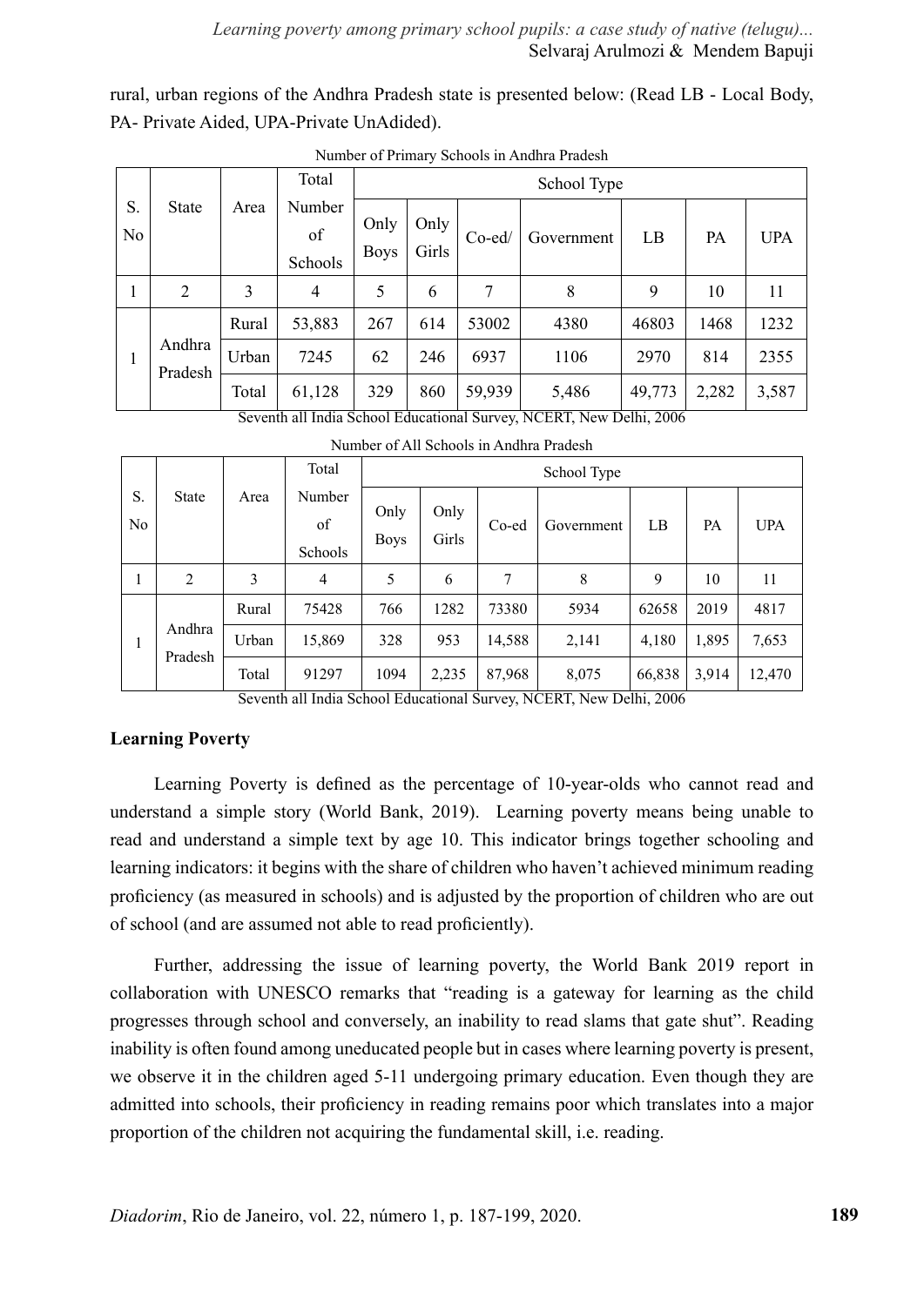rural, urban regions of the Andhra Pradesh state is presented below: (Read LB - Local Body, PA- Private Aided, UPA-Private UnAdided).

Number of Primary Schools in Andhra Pradesh

| S. No | State | Area | Total Number of Schools | School Type | | | | | | |
|---|---|---|---|---|---|---|---|---|---|---|
| | | | | Only Boys | Only Girls | Co-ed/ | Government | LB | PA | UPA |
| 1 | 2 | 3 | 4 | 5 | 6 | 7 | 8 | 9 | 10 | 11 |
| 1 | Andhra Pradesh | Rural | 53,883 | 267 | 614 | 53002 | 4380 | 46803 | 1468 | 1232 |
| | | Urban | 7245 | 62 | 246 | 6937 | 1106 | 2970 | 814 | 2355 |
| | | Total | 61,128 | 329 | 860 | 59,939 | 5,486 | 49,773 | 2,282 | 3,587 |

Seventh all India School Educational Survey, NCERT, New Delhi, 2006

Number of All Schools in Andhra Pradesh

| S. No | State | Area | Total Number of Schools | School Type | | | | | | |
|---|---|---|---|---|---|---|---|---|---|---|
| | | | | Only Boys | Only Girls | Co-ed | Government | LB | PA | UPA |
| 1 | 2 | 3 | 4 | 5 | 6 | 7 | 8 | 9 | 10 | 11 |
| 1 | Andhra Pradesh | Rural | 75428 | 766 | 1282 | 73380 | 5934 | 62658 | 2019 | 4817 |
| | | Urban | 15,869 | 328 | 953 | 14,588 | 2,141 | 4,180 | 1,895 | 7,653 |
| | | Total | 91297 | 1094 | 2,235 | 87,968 | 8,075 | 66,838 | 3,914 | 12,470 |

Seventh all India School Educational Survey, NCERT, New Delhi, 2006

## Learning Poverty

Learning Poverty is defined as the percentage of 10-year-olds who cannot read and understand a simple story (World Bank, 2019). Learning poverty means being unable to read and understand a simple text by age 10. This indicator brings together schooling and learning indicators: it begins with the share of children who haven't achieved minimum reading proficiency (as measured in schools) and is adjusted by the proportion of children who are out of school (and are assumed not able to read proficiently).

Further, addressing the issue of learning poverty, the World Bank 2019 report in collaboration with UNESCO remarks that "reading is a gateway for learning as the child progresses through school and conversely, an inability to read slams that gate shut". Reading inability is often found among uneducated people but in cases where learning poverty is present, we observe it in the children aged 5-11 undergoing primary education. Even though they are admitted into schools, their proficiency in reading remains poor which translates into a major proportion of the children not acquiring the fundamental skill, i.e. reading.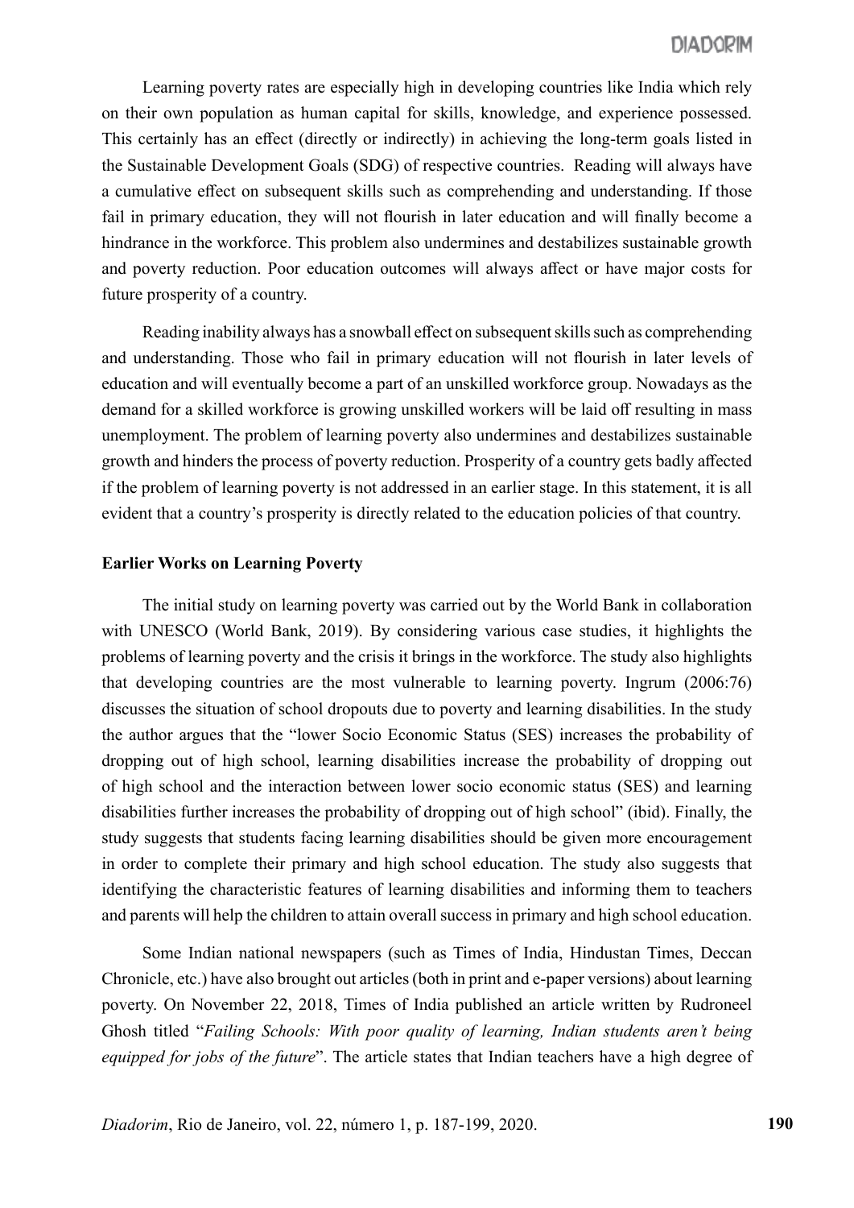Learning poverty rates are especially high in developing countries like India which rely on their own population as human capital for skills, knowledge, and experience possessed. This certainly has an effect (directly or indirectly) in achieving the long-term goals listed in the Sustainable Development Goals (SDG) of respective countries. Reading will always have a cumulative effect on subsequent skills such as comprehending and understanding. If those fail in primary education, they will not flourish in later education and will finally become a hindrance in the workforce. This problem also undermines and destabilizes sustainable growth and poverty reduction. Poor education outcomes will always affect or have major costs for future prosperity of a country.

Reading inability always has a snowball effect on subsequent skills such as comprehending and understanding. Those who fail in primary education will not flourish in later levels of education and will eventually become a part of an unskilled workforce group. Nowadays as the demand for a skilled workforce is growing unskilled workers will be laid off resulting in mass unemployment. The problem of learning poverty also undermines and destabilizes sustainable growth and hinders the process of poverty reduction. Prosperity of a country gets badly affected if the problem of learning poverty is not addressed in an earlier stage. In this statement, it is all evident that a country's prosperity is directly related to the education policies of that country.

**Earlier Works on Learning Poverty**

The initial study on learning poverty was carried out by the World Bank in collaboration with UNESCO (World Bank, 2019). By considering various case studies, it highlights the problems of learning poverty and the crisis it brings in the workforce. The study also highlights that developing countries are the most vulnerable to learning poverty. Ingrum (2006:76) discusses the situation of school dropouts due to poverty and learning disabilities. In the study the author argues that the "lower Socio Economic Status (SES) increases the probability of dropping out of high school, learning disabilities increase the probability of dropping out of high school and the interaction between lower socio economic status (SES) and learning disabilities further increases the probability of dropping out of high school" (ibid). Finally, the study suggests that students facing learning disabilities should be given more encouragement in order to complete their primary and high school education. The study also suggests that identifying the characteristic features of learning disabilities and informing them to teachers and parents will help the children to attain overall success in primary and high school education.

Some Indian national newspapers (such as Times of India, Hindustan Times, Deccan Chronicle, etc.) have also brought out articles (both in print and e-paper versions) about learning poverty. On November 22, 2018, Times of India published an article written by Rudroneel Ghosh titled "*Failing Schools: With poor quality of learning, Indian students aren't being equipped for jobs of the future*". The article states that Indian teachers have a high degree of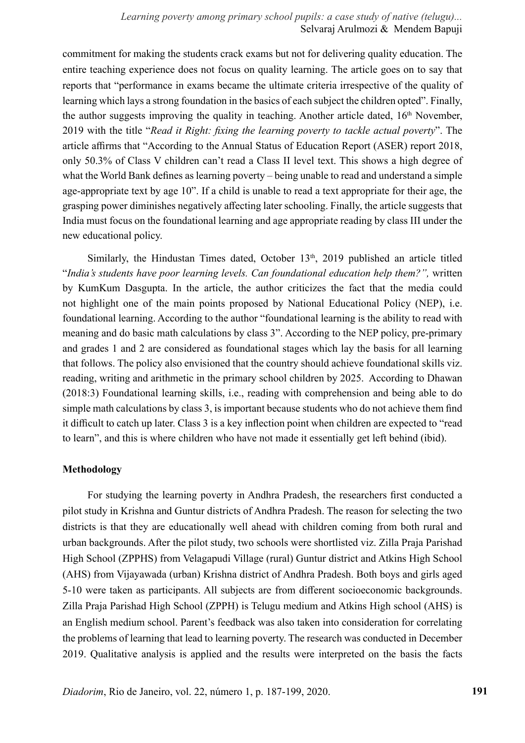commitment for making the students crack exams but not for delivering quality education. The entire teaching experience does not focus on quality learning. The article goes on to say that reports that "performance in exams became the ultimate criteria irrespective of the quality of learning which lays a strong foundation in the basics of each subject the children opted". Finally, the author suggests improving the quality in teaching. Another article dated, 16th November, 2019 with the title "*Read it Right: fixing the learning poverty to tackle actual poverty*". The article affirms that "According to the Annual Status of Education Report (ASER) report 2018, only 50.3% of Class V children can't read a Class II level text. This shows a high degree of what the World Bank defines as learning poverty – being unable to read and understand a simple age-appropriate text by age 10". If a child is unable to read a text appropriate for their age, the grasping power diminishes negatively affecting later schooling. Finally, the article suggests that India must focus on the foundational learning and age appropriate reading by class III under the new educational policy.

Similarly, the Hindustan Times dated, October 13th, 2019 published an article titled "*India's students have poor learning levels. Can foundational education help them?",* written by KumKum Dasgupta. In the article, the author criticizes the fact that the media could not highlight one of the main points proposed by National Educational Policy (NEP), i.e. foundational learning. According to the author "foundational learning is the ability to read with meaning and do basic math calculations by class 3". According to the NEP policy, pre-primary and grades 1 and 2 are considered as foundational stages which lay the basis for all learning that follows. The policy also envisioned that the country should achieve foundational skills viz. reading, writing and arithmetic in the primary school children by 2025. According to Dhawan (2018:3) Foundational learning skills, i.e., reading with comprehension and being able to do simple math calculations by class 3, is important because students who do not achieve them find it difficult to catch up later. Class 3 is a key inflection point when children are expected to "read to learn", and this is where children who have not made it essentially get left behind (ibid).

**Methodology**

For studying the learning poverty in Andhra Pradesh, the researchers first conducted a pilot study in Krishna and Guntur districts of Andhra Pradesh. The reason for selecting the two districts is that they are educationally well ahead with children coming from both rural and urban backgrounds. After the pilot study, two schools were shortlisted viz. Zilla Praja Parishad High School (ZPPHS) from Velagapudi Village (rural) Guntur district and Atkins High School (AHS) from Vijayawada (urban) Krishna district of Andhra Pradesh. Both boys and girls aged 5-10 were taken as participants. All subjects are from different socioeconomic backgrounds. Zilla Praja Parishad High School (ZPPH) is Telugu medium and Atkins High school (AHS) is an English medium school. Parent's feedback was also taken into consideration for correlating the problems of learning that lead to learning poverty. The research was conducted in December 2019. Qualitative analysis is applied and the results were interpreted on the basis the facts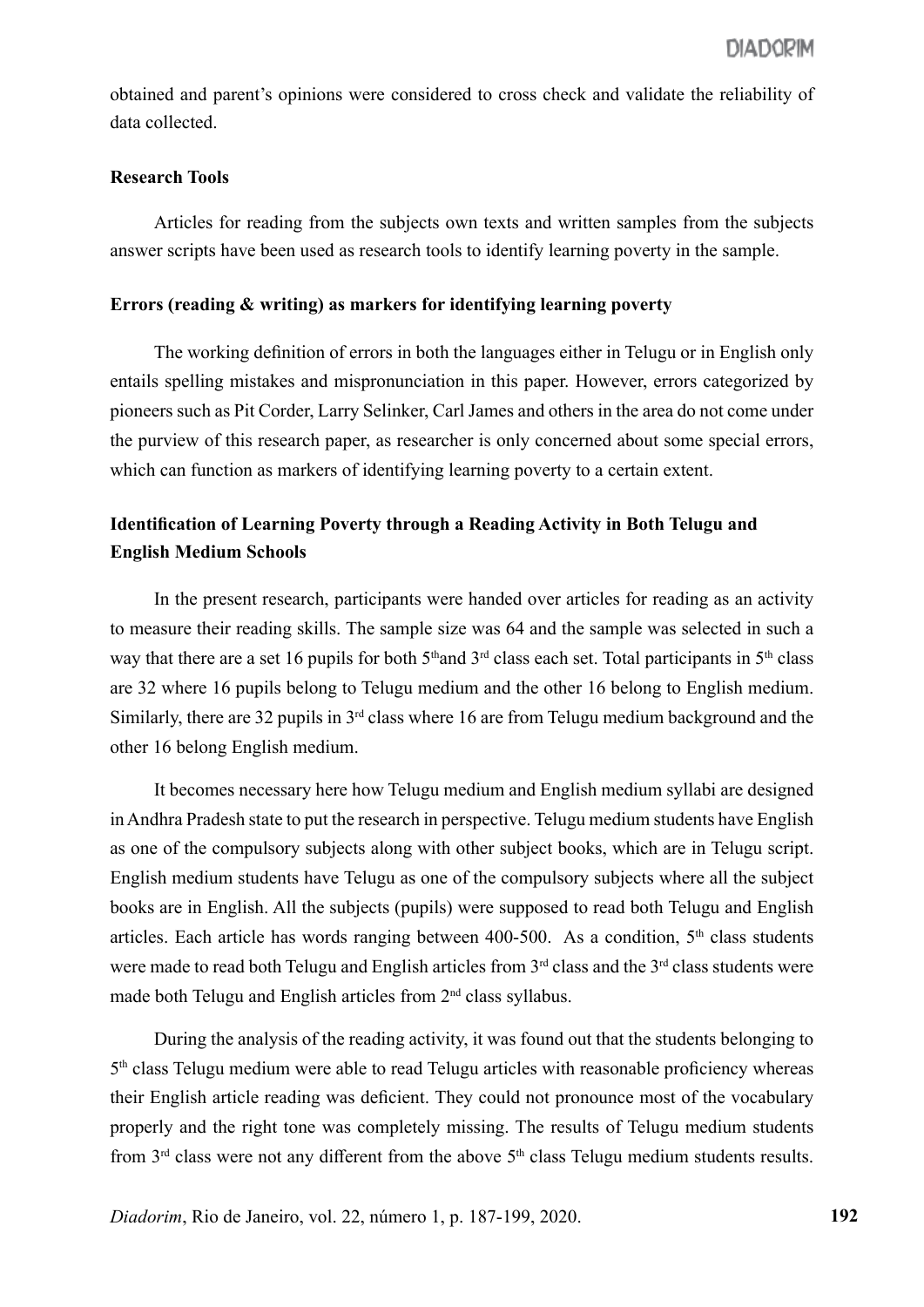obtained and parent's opinions were considered to cross check and validate the reliability of data collected.

### Research Tools

Articles for reading from the subjects own texts and written samples from the subjects answer scripts have been used as research tools to identify learning poverty in the sample.

### Errors (reading & writing) as markers for identifying learning poverty

The working definition of errors in both the languages either in Telugu or in English only entails spelling mistakes and mispronunciation in this paper. However, errors categorized by pioneers such as Pit Corder, Larry Selinker, Carl James and others in the area do not come under the purview of this research paper, as researcher is only concerned about some special errors, which can function as markers of identifying learning poverty to a certain extent.

### Identification of Learning Poverty through a Reading Activity in Both Telugu and English Medium Schools

In the present research, participants were handed over articles for reading as an activity to measure their reading skills. The sample size was 64 and the sample was selected in such a way that there are a set 16 pupils for both 5thand 3rd class each set. Total participants in 5th class are 32 where 16 pupils belong to Telugu medium and the other 16 belong to English medium. Similarly, there are 32 pupils in 3rd class where 16 are from Telugu medium background and the other 16 belong English medium.

It becomes necessary here how Telugu medium and English medium syllabi are designed in Andhra Pradesh state to put the research in perspective. Telugu medium students have English as one of the compulsory subjects along with other subject books, which are in Telugu script. English medium students have Telugu as one of the compulsory subjects where all the subject books are in English. All the subjects (pupils) were supposed to read both Telugu and English articles. Each article has words ranging between 400-500. As a condition, 5th class students were made to read both Telugu and English articles from 3rd class and the 3rd class students were made both Telugu and English articles from 2nd class syllabus.

During the analysis of the reading activity, it was found out that the students belonging to 5th class Telugu medium were able to read Telugu articles with reasonable proficiency whereas their English article reading was deficient. They could not pronounce most of the vocabulary properly and the right tone was completely missing. The results of Telugu medium students from 3rd class were not any different from the above 5th class Telugu medium students results.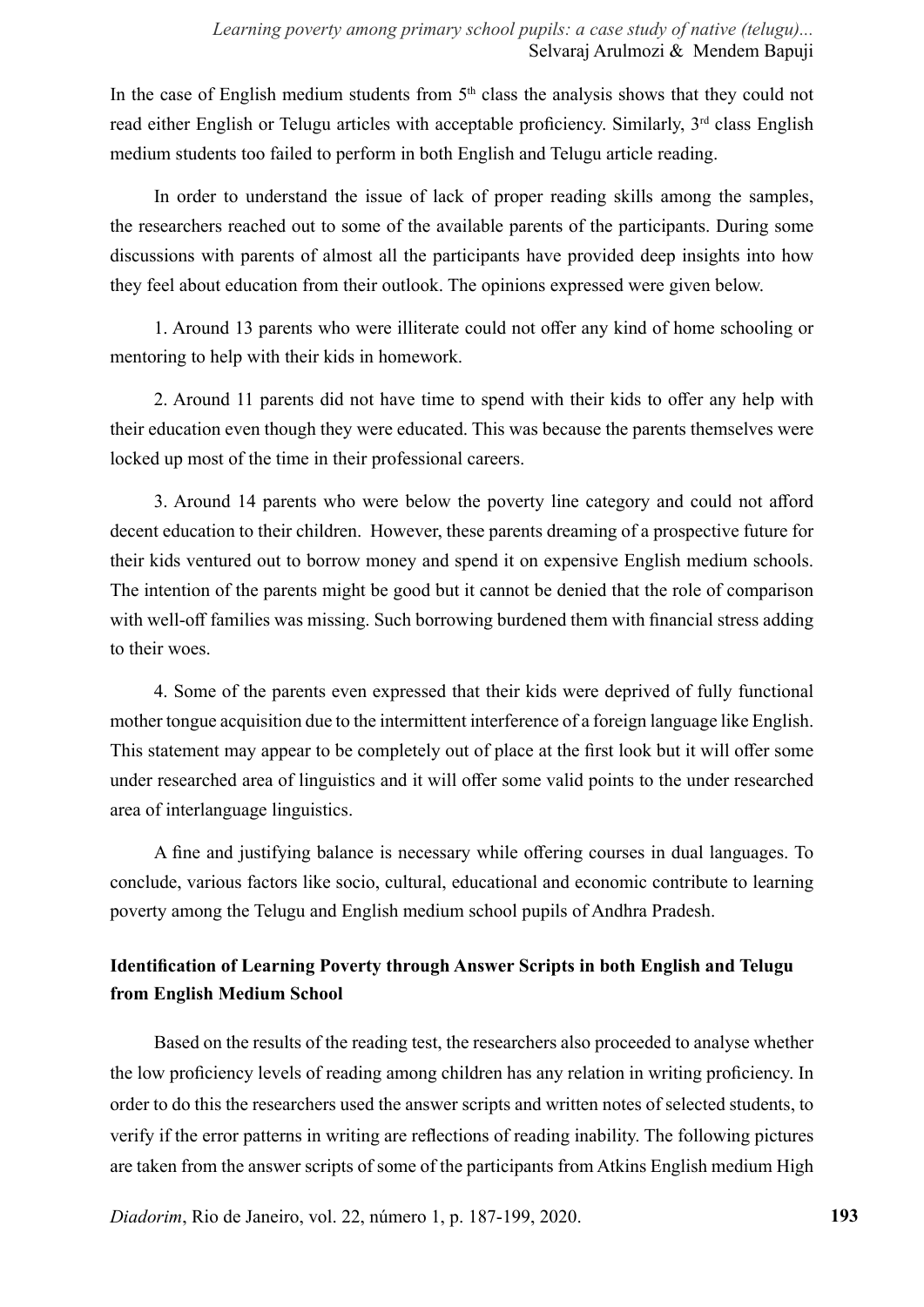In the case of English medium students from 5th class the analysis shows that they could not read either English or Telugu articles with acceptable proficiency. Similarly, 3rd class English medium students too failed to perform in both English and Telugu article reading.

In order to understand the issue of lack of proper reading skills among the samples, the researchers reached out to some of the available parents of the participants. During some discussions with parents of almost all the participants have provided deep insights into how they feel about education from their outlook. The opinions expressed were given below.

1. Around 13 parents who were illiterate could not offer any kind of home schooling or mentoring to help with their kids in homework.

2. Around 11 parents did not have time to spend with their kids to offer any help with their education even though they were educated. This was because the parents themselves were locked up most of the time in their professional careers.

3. Around 14 parents who were below the poverty line category and could not afford decent education to their children. However, these parents dreaming of a prospective future for their kids ventured out to borrow money and spend it on expensive English medium schools. The intention of the parents might be good but it cannot be denied that the role of comparison with well-off families was missing. Such borrowing burdened them with financial stress adding to their woes.

4. Some of the parents even expressed that their kids were deprived of fully functional mother tongue acquisition due to the intermittent interference of a foreign language like English. This statement may appear to be completely out of place at the first look but it will offer some under researched area of linguistics and it will offer some valid points to the under researched area of interlanguage linguistics.

A fine and justifying balance is necessary while offering courses in dual languages. To conclude, various factors like socio, cultural, educational and economic contribute to learning poverty among the Telugu and English medium school pupils of Andhra Pradesh.

**Identification of Learning Poverty through Answer Scripts in both English and Telugu from English Medium School**

Based on the results of the reading test, the researchers also proceeded to analyse whether the low proficiency levels of reading among children has any relation in writing proficiency. In order to do this the researchers used the answer scripts and written notes of selected students, to verify if the error patterns in writing are reflections of reading inability. The following pictures are taken from the answer scripts of some of the participants from Atkins English medium High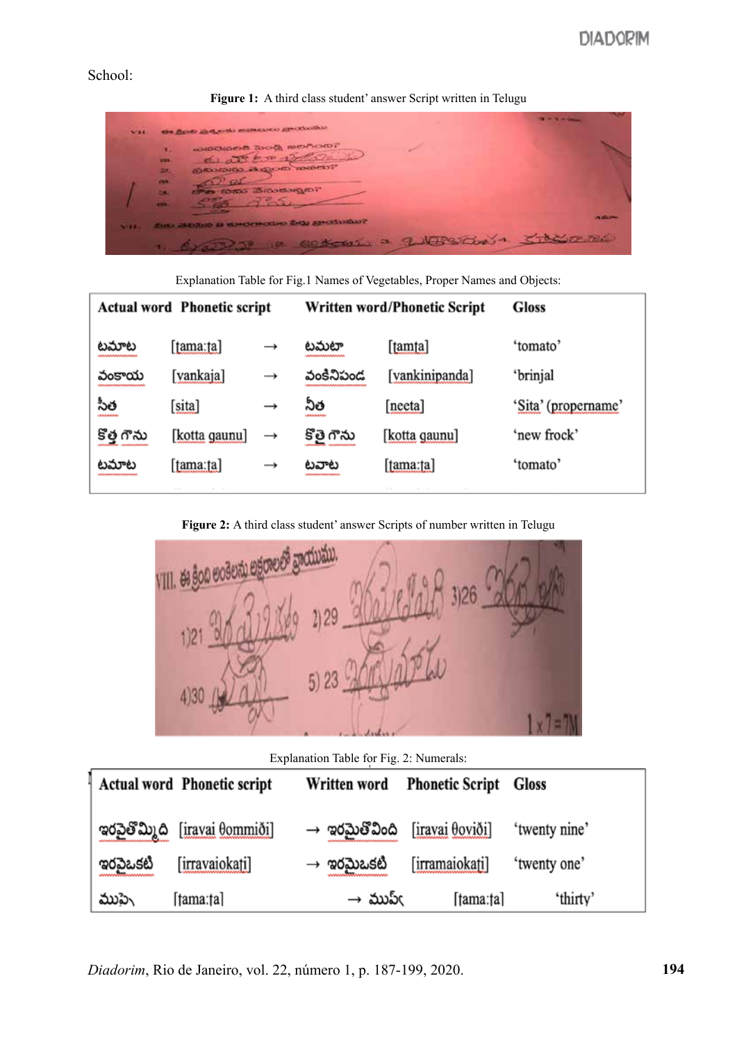School:

**Figure 1:** A third class student' answer Script written in Telugu

Explanation Table for Fig.1 Names of Vegetables, Proper Names and Objects:

| Actual word | Phonetic script | | Written word/Phonetic Script | | Gloss |
|---|---|---|---|---|---|
| టమాట | [tama:ta] | → | టమటా | [tamta] | 'tomato' |
| వంకాయ | [vankaja] | → | వంకినిపండ | [vankinipanda] | 'brinjal |
| సీత | [sita] | → | నీత | [neeta] | 'Sita' (propername' |
| కొత్త గౌను | [kotta gaunu] | → | కొత్త గౌను | [kotta gaunu] | 'new frock' |
| టమాట | [tama:ta] | → | టవాట | [tama:ta] | 'tomato' |

**Figure 2:** A third class student' answer Scripts of number written in Telugu

Explanation Table for Fig. 2: Numerals:

| Actual word | Phonetic script | | Written word | Phonetic Script | Gloss |
|---|---|---|---|---|---|
| ఇరవైతొమ్మిది | [iravai θommiði] | → | ఇరమైతొవింది | [iravai θoviði] | 'twenty nine' |
| ఇరవైఒకటి | [irravaiokati] | → | ఇరమైఒకటి | [irramaiokati] | 'twenty one' |
| ముప్పై | [tama:ta] | → | ముప్ఫ | [tama:ta] | 'thirty' |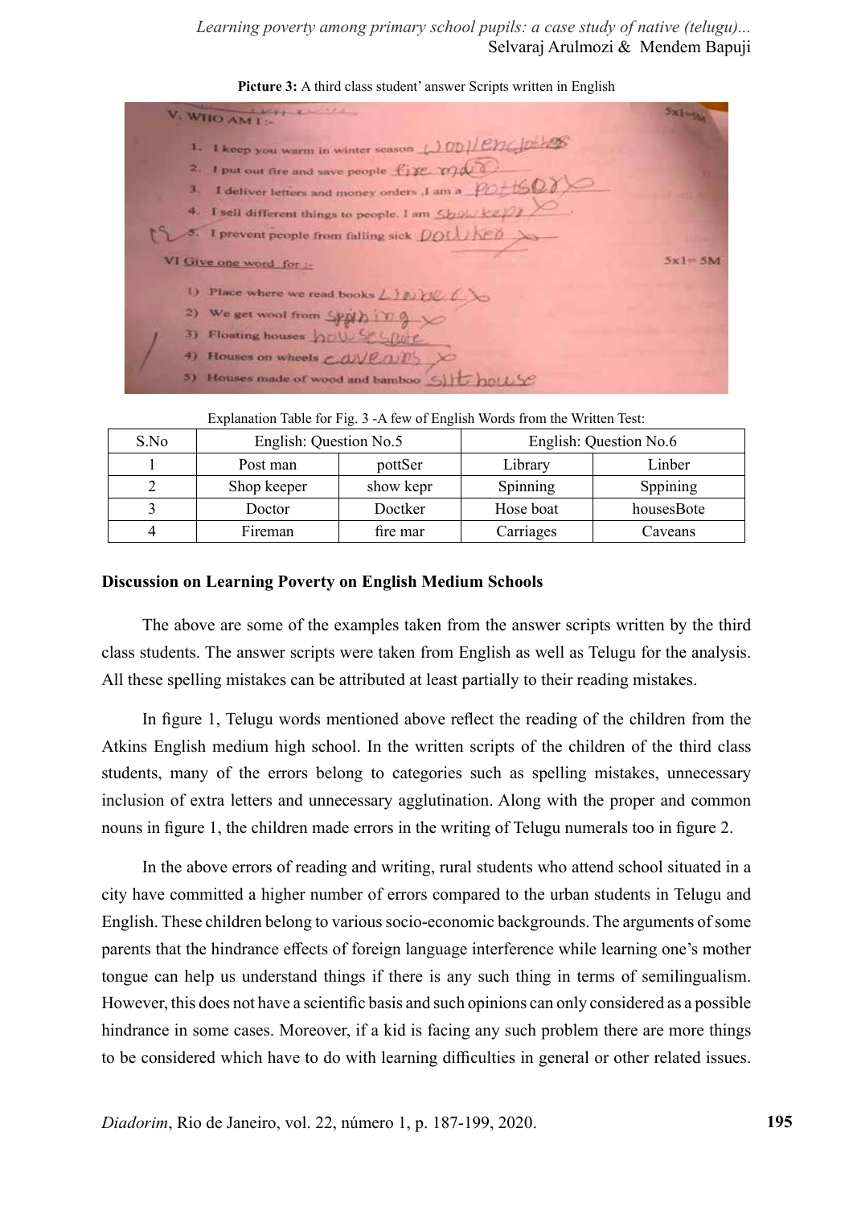**Picture 3:** A third class student' answer Scripts written in English

Explanation Table for Fig. 3 -A few of English Words from the Written Test:

| S.No | English: Question No.5 | | English: Question No.6 | |
|---|---|---|---|---|
| 1 | Post man | pottSer | Library | Linber |
| 2 | Shop keeper | show kepr | Spinning | Sppining |
| 3 | Doctor | Doctker | Hose boat | housesBote |
| 4 | Fireman | fire mar | Carriages | Caveans |

**Discussion on Learning Poverty on English Medium Schools**

The above are some of the examples taken from the answer scripts written by the third class students. The answer scripts were taken from English as well as Telugu for the analysis. All these spelling mistakes can be attributed at least partially to their reading mistakes.

In figure 1, Telugu words mentioned above reflect the reading of the children from the Atkins English medium high school. In the written scripts of the children of the third class students, many of the errors belong to categories such as spelling mistakes, unnecessary inclusion of extra letters and unnecessary agglutination. Along with the proper and common nouns in figure 1, the children made errors in the writing of Telugu numerals too in figure 2.

In the above errors of reading and writing, rural students who attend school situated in a city have committed a higher number of errors compared to the urban students in Telugu and English. These children belong to various socio-economic backgrounds. The arguments of some parents that the hindrance effects of foreign language interference while learning one's mother tongue can help us understand things if there is any such thing in terms of semilingualism. However, this does not have a scientific basis and such opinions can only considered as a possible hindrance in some cases. Moreover, if a kid is facing any such problem there are more things to be considered which have to do with learning difficulties in general or other related issues.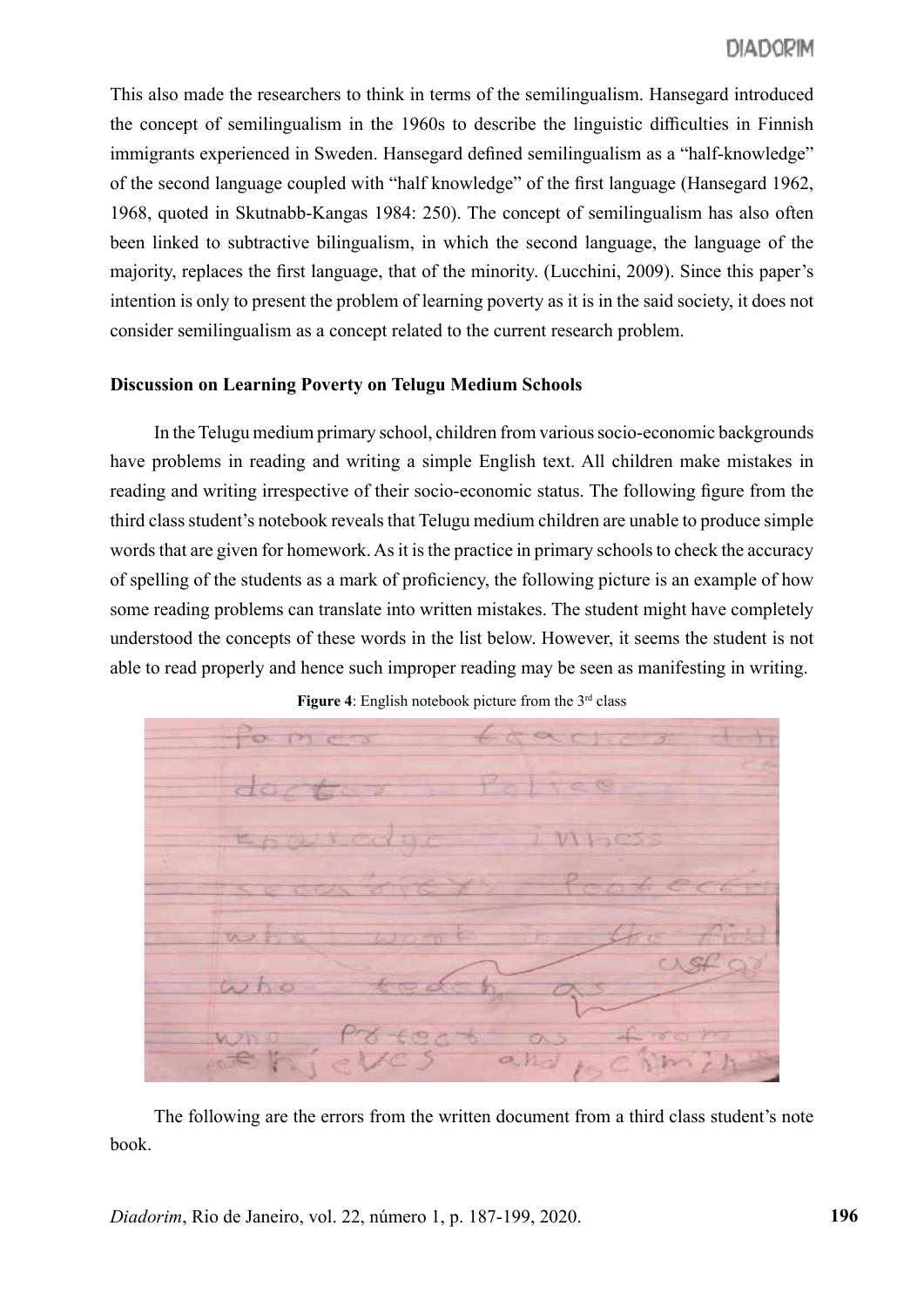This also made the researchers to think in terms of the semilingualism. Hansegard introduced the concept of semilingualism in the 1960s to describe the linguistic difficulties in Finnish immigrants experienced in Sweden. Hansegard defined semilingualism as a “half-knowledge” of the second language coupled with “half knowledge” of the first language (Hansegard 1962, 1968, quoted in Skutnabb-Kangas 1984: 250). The concept of semilingualism has also often been linked to subtractive bilingualism, in which the second language, the language of the majority, replaces the first language, that of the minority. (Lucchini, 2009). Since this paper’s intention is only to present the problem of learning poverty as it is in the said society, it does not consider semilingualism as a concept related to the current research problem.

**Discussion on Learning Poverty on Telugu Medium Schools**

In the Telugu medium primary school, children from various socio-economic backgrounds have problems in reading and writing a simple English text. All children make mistakes in reading and writing irrespective of their socio-economic status. The following figure from the third class student’s notebook reveals that Telugu medium children are unable to produce simple words that are given for homework. As it is the practice in primary schools to check the accuracy of spelling of the students as a mark of proficiency, the following picture is an example of how some reading problems can translate into written mistakes. The student might have completely understood the concepts of these words in the list below. However, it seems the student is not able to read properly and hence such improper reading may be seen as manifesting in writing.

**Figure 4**: English notebook picture from the 3rd class

The following are the errors from the written document from a third class student’s note book.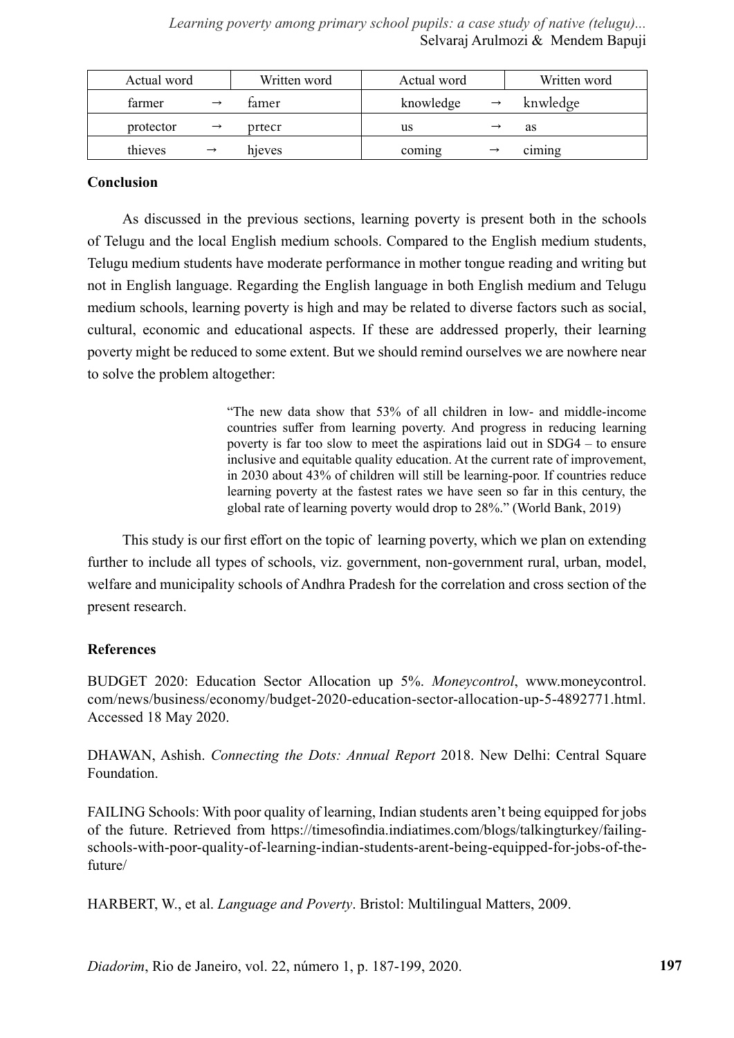| Actual word | | Written word | Actual word | | Written word |
|---|---|---|---|---|---|
| farmer | → | famer | knowledge | → | knwledge |
| protector | → | prtecr | us | → | as |
| thieves | → | hjeves | coming | → | ciming |

**Conclusion**

As discussed in the previous sections, learning poverty is present both in the schools of Telugu and the local English medium schools. Compared to the English medium students, Telugu medium students have moderate performance in mother tongue reading and writing but not in English language. Regarding the English language in both English medium and Telugu medium schools, learning poverty is high and may be related to diverse factors such as social, cultural, economic and educational aspects. If these are addressed properly, their learning poverty might be reduced to some extent. But we should remind ourselves we are nowhere near to solve the problem altogether:

> "The new data show that 53% of all children in low- and middle-income countries suffer from learning poverty. And progress in reducing learning poverty is far too slow to meet the aspirations laid out in SDG4 – to ensure inclusive and equitable quality education. At the current rate of improvement, in 2030 about 43% of children will still be learning-poor. If countries reduce learning poverty at the fastest rates we have seen so far in this century, the global rate of learning poverty would drop to 28%." (World Bank, 2019)

This study is our first effort on the topic of learning poverty, which we plan on extending further to include all types of schools, viz. government, non-government rural, urban, model, welfare and municipality schools of Andhra Pradesh for the correlation and cross section of the present research.

**References**

BUDGET 2020: Education Sector Allocation up 5%. *Moneycontrol*, www.moneycontrol.com/news/business/economy/budget-2020-education-sector-allocation-up-5-4892771.html. Accessed 18 May 2020.

DHAWAN, Ashish. *Connecting the Dots: Annual Report* 2018. New Delhi: Central Square Foundation.

FAILING Schools: With poor quality of learning, Indian students aren't being equipped for jobs of the future. Retrieved from https://timesofindia.indiatimes.com/blogs/talkingturkey/failing-schools-with-poor-quality-of-learning-indian-students-arent-being-equipped-for-jobs-of-the-future/

HARBERT, W., et al. *Language and Poverty*. Bristol: Multilingual Matters, 2009.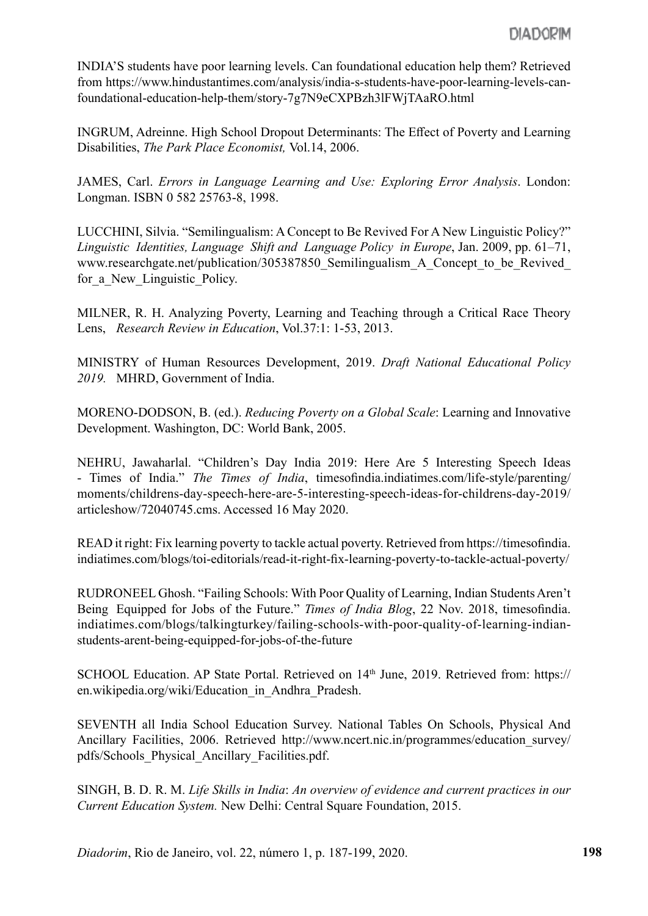INDIA'S students have poor learning levels. Can foundational education help them? Retrieved from https://www.hindustantimes.com/analysis/india-s-students-have-poor-learning-levels-can-foundational-education-help-them/story-7g7N9eCXPBzh3lFWjTAaRO.html

INGRUM, Adreinne. High School Dropout Determinants: The Effect of Poverty and Learning Disabilities, *The Park Place Economist,* Vol.14, 2006.

JAMES, Carl. *Errors in Language Learning and Use: Exploring Error Analysis*. London: Longman. ISBN 0 582 25763-8, 1998.

LUCCHINI, Silvia. "Semilingualism: A Concept to Be Revived For A New Linguistic Policy?" *Linguistic Identities, Language Shift and Language Policy in Europe*, Jan. 2009, pp. 61–71, www.researchgate.net/publication/305387850_Semilingualism_A_Concept_to_be_Revived_for_a_New_Linguistic_Policy.

MILNER, R. H. Analyzing Poverty, Learning and Teaching through a Critical Race Theory Lens, *Research Review in Education*, Vol.37:1: 1-53, 2013.

MINISTRY of Human Resources Development, 2019. *Draft National Educational Policy 2019.* MHRD, Government of India.

MORENO-DODSON, B. (ed.). *Reducing Poverty on a Global Scale*: Learning and Innovative Development. Washington, DC: World Bank, 2005.

NEHRU, Jawaharlal. "Children's Day India 2019: Here Are 5 Interesting Speech Ideas - Times of India." *The Times of India*, timesofindia.indiatimes.com/life-style/parenting/moments/childrens-day-speech-here-are-5-interesting-speech-ideas-for-childrens-day-2019/articleshow/72040745.cms. Accessed 16 May 2020.

READ it right: Fix learning poverty to tackle actual poverty. Retrieved from https://timesofindia.indiatimes.com/blogs/toi-editorials/read-it-right-fix-learning-poverty-to-tackle-actual-poverty/

RUDRONEEL Ghosh. "Failing Schools: With Poor Quality of Learning, Indian Students Aren't Being Equipped for Jobs of the Future." *Times of India Blog*, 22 Nov. 2018, timesofindia.indiatimes.com/blogs/talkingturkey/failing-schools-with-poor-quality-of-learning-indian-students-arent-being-equipped-for-jobs-of-the-future

SCHOOL Education. AP State Portal. Retrieved on 14th June, 2019. Retrieved from: https://en.wikipedia.org/wiki/Education_in_Andhra_Pradesh.

SEVENTH all India School Education Survey. National Tables On Schools, Physical And Ancillary Facilities, 2006. Retrieved http://www.ncert.nic.in/programmes/education_survey/pdfs/Schools_Physical_Ancillary_Facilities.pdf.

SINGH, B. D. R. M. *Life Skills in India*: *An overview of evidence and current practices in our Current Education System.* New Delhi: Central Square Foundation, 2015.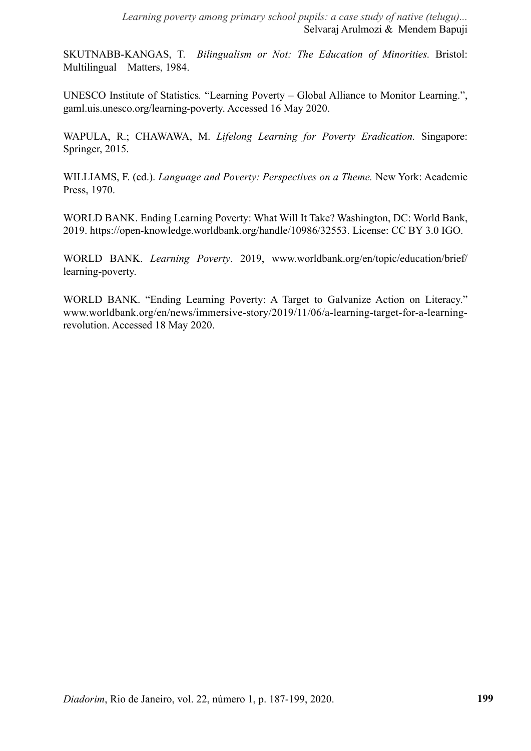SKUTNABB-KANGAS, T. *Bilingualism or Not: The Education of Minorities*. Bristol: Multilingual Matters, 1984.

UNESCO Institute of Statistics. "Learning Poverty – Global Alliance to Monitor Learning.", gaml.uis.unesco.org/learning-poverty. Accessed 16 May 2020.

WAPULA, R.; CHAWAWA, M. *Lifelong Learning for Poverty Eradication.* Singapore: Springer, 2015.

WILLIAMS, F. (ed.). *Language and Poverty: Perspectives on a Theme.* New York: Academic Press, 1970.

WORLD BANK. Ending Learning Poverty: What Will It Take? Washington, DC: World Bank, 2019. https://open-knowledge.worldbank.org/handle/10986/32553. License: CC BY 3.0 IGO.

WORLD BANK. *Learning Poverty*. 2019, www.worldbank.org/en/topic/education/brief/learning-poverty.

WORLD BANK. "Ending Learning Poverty: A Target to Galvanize Action on Literacy." www.worldbank.org/en/news/immersive-story/2019/11/06/a-learning-target-for-a-learning-revolution. Accessed 18 May 2020.